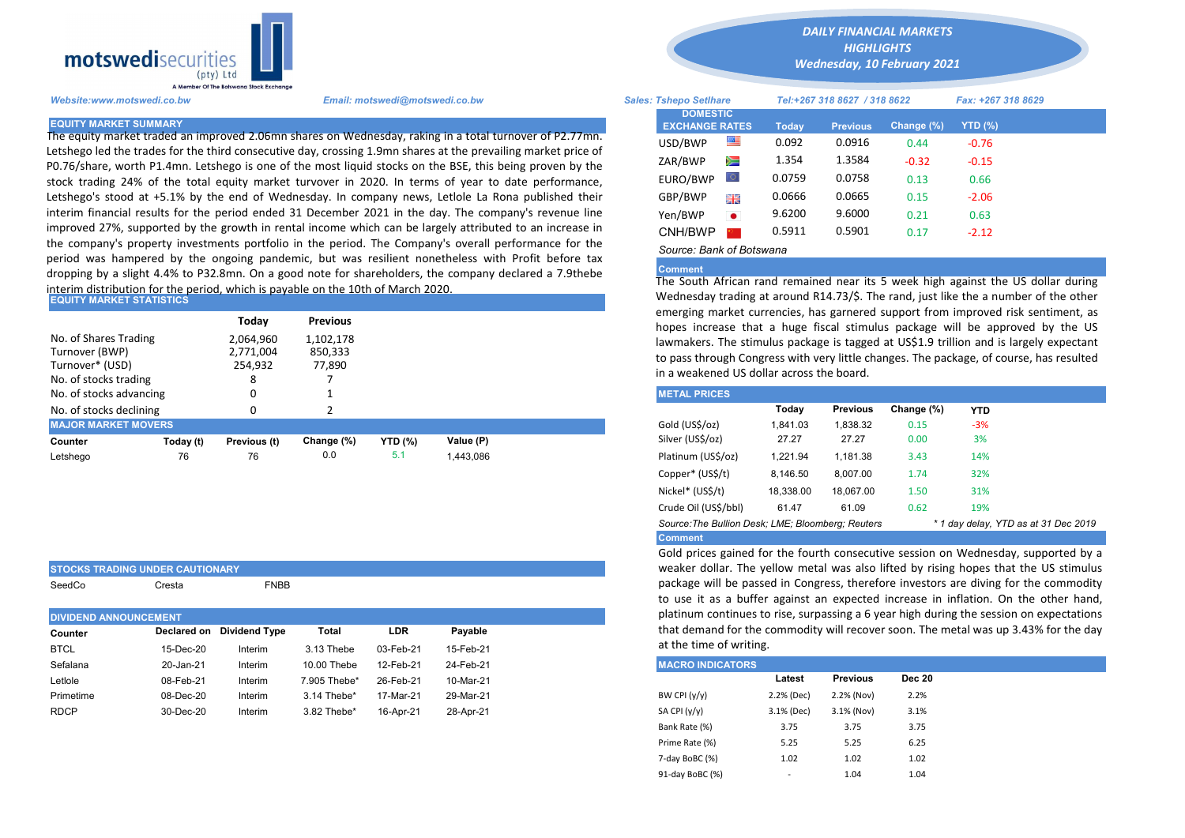# DAILY FINANCIAL MARKETS HIGHLIGHTS

*Wednesday, 10 February 2021*

motswedisecurities (pty) Ltd — A Member Of The Botswana Stock Exchange

*Website:www.motswedi.co.bw* *Email: motswedi@motswedi.co.bw* *Sales: Tshepo Setlhare* *Tel:+267 318 8627 / 318 8622* *Fax: +267 318 8629*

## EQUITY MARKET SUMMARY

The equity market traded an improved 2.06mn shares on Wednesday, raking in a total turnover of P2.77mn. Letshego led the trades for the third consecutive day, crossing 1.9mn shares at the prevailing market price of P0.76/share, worth P1.4mn. Letshego is one of the most liquid stocks on the BSE, this being proven by the stock trading 24% of the total equity market turvover in 2020. In terms of year to date performance, Letshego's stood at +5.1% by the end of Wednesday. In company news, Letlole La Rona published their interim financial results for the period ended 31 December 2021 in the day. The company's revenue line improved 27%, supported by the growth in rental income which can be largely attributed to an increase in the company's property investments portfolio in the period. The Company's overall performance for the period was hampered by the ongoing pandemic, but was resilient nonetheless with Profit before tax dropping by a slight 4.4% to P32.8mn. On a good note for shareholders, the company declared a 7.9thebe interim distribution for the period, which is payable on the 10th of March 2020.

## EQUITY MARKET STATISTICS

| | Today | Previous |
|---|---|---|
| No. of Shares Trading | 2,064,960 | 1,102,178 |
| Turnover (BWP) | 2,771,004 | 850,333 |
| Turnover* (USD) | 254,932 | 77,890 |
| No. of stocks trading | 8 | 7 |
| No. of stocks advancing | 0 | 1 |
| No. of stocks declining | 0 | 2 |

## MAJOR MARKET MOVERS

| Counter | Today (t) | Previous (t) | Change (%) | YTD (%) | Value (P) |
|---|---|---|---|---|---|
| Letshego | 76 | 76 | 0.0 | 5.1 | 1,443,086 |

## STOCKS TRADING UNDER CAUTIONARY

SeedCo Cresta FNBB

## DIVIDEND ANNOUNCEMENT

| Counter | Declared on | Dividend Type | Total | LDR | Payable |
|---|---|---|---|---|---|
| BTCL | 15-Dec-20 | Interim | 3.13 Thebe | 03-Feb-21 | 15-Feb-21 |
| Sefalana | 20-Jan-21 | Interim | 10.00 Thebe | 12-Feb-21 | 24-Feb-21 |
| Letlole | 08-Feb-21 | Interim | 7.905 Thebe* | 26-Feb-21 | 10-Mar-21 |
| Primetime | 08-Dec-20 | Interim | 3.14 Thebe* | 17-Mar-21 | 29-Mar-21 |
| RDCP | 30-Dec-20 | Interim | 3.82 Thebe* | 16-Apr-21 | 28-Apr-21 |

## DOMESTIC EXCHANGE RATES

| DOMESTIC EXCHANGE RATES | Today | Previous | Change (%) | YTD (%) |
|---|---|---|---|---|
| USD/BWP | 0.092 | 0.0916 | 0.44 | -0.76 |
| ZAR/BWP | 1.354 | 1.3584 | -0.32 | -0.15 |
| EURO/BWP | 0.0759 | 0.0758 | 0.13 | 0.66 |
| GBP/BWP | 0.0666 | 0.0665 | 0.15 | -2.06 |
| Yen/BWP | 9.6200 | 9.6000 | 0.21 | 0.63 |
| CNH/BWP | 0.5911 | 0.5901 | 0.17 | -2.12 |

*Source: Bank of Botswana*

### Comment

The South African rand remained near its 5 week high against the US dollar during Wednesday trading at around R14.73/$. The rand, just like the a number of the other emerging market currencies, has garnered support from improved risk sentiment, as hopes increase that a huge fiscal stimulus package will be approved by the US lawmakers. The stimulus package is tagged at US$1.9 trillion and is largely expectant to pass through Congress with very little changes. The package, of course, has resulted in a weakened US dollar across the board.

## METAL PRICES

| | Today | Previous | Change (%) | YTD |
|---|---|---|---|---|
| Gold (US$/oz) | 1,841.03 | 1,838.32 | 0.15 | -3% |
| Silver (US$/oz) | 27.27 | 27.27 | 0.00 | 3% |
| Platinum (US$/oz) | 1,221.94 | 1,181.38 | 3.43 | 14% |
| Copper* (US$/t) | 8,146.50 | 8,007.00 | 1.74 | 32% |
| Nickel* (US$/t) | 18,338.00 | 18,067.00 | 1.50 | 31% |
| Crude Oil (US$/bbl) | 61.47 | 61.09 | 0.62 | 19% |

*Source:The Bullion Desk; LME; Bloomberg; Reuters* *\* 1 day delay, YTD as at 31 Dec 2019*

### Comment

Gold prices gained for the fourth consecutive session on Wednesday, supported by a weaker dollar. The yellow metal was also lifted by rising hopes that the US stimulus package will be passed in Congress, therefore investors are diving for the commodity to use it as a buffer against an expected increase in inflation. On the other hand, platinum continues to rise, surpassing a 6 year high during the session on expectations that demand for the commodity will recover soon. The metal was up 3.43% for the day at the time of writing.

## MACRO INDICATORS

| | Latest | Previous | Dec 20 |
|---|---|---|---|
| BW CPI (y/y) | 2.2% (Dec) | 2.2% (Nov) | 2.2% |
| SA CPI (y/y) | 3.1% (Dec) | 3.1% (Nov) | 3.1% |
| Bank Rate (%) | 3.75 | 3.75 | 3.75 |
| Prime Rate (%) | 5.25 | 5.25 | 6.25 |
| 7-day BoBC (%) | 1.02 | 1.02 | 1.02 |
| 91-day BoBC (%) | - | 1.04 | 1.04 |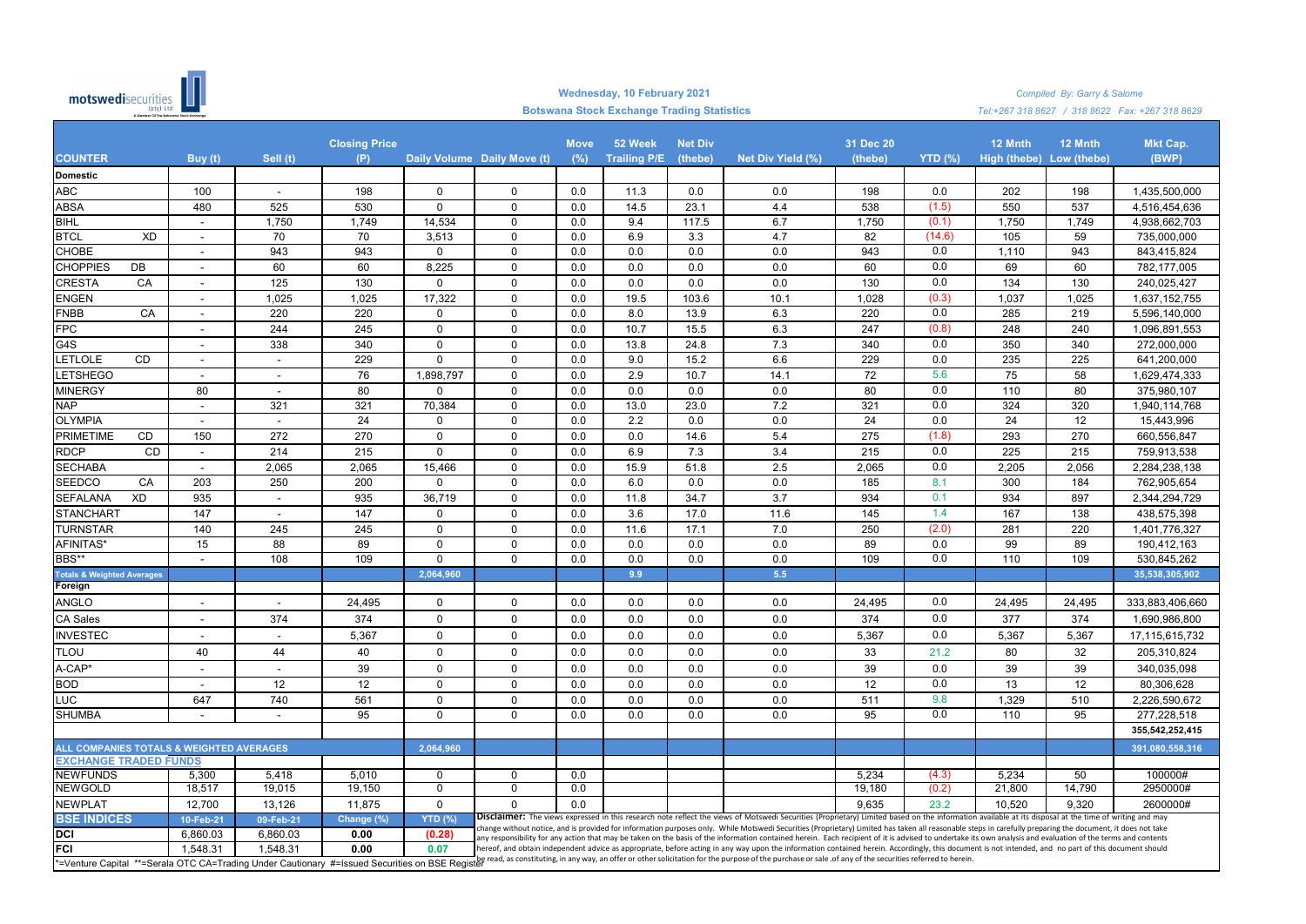motswedisecurities (pty) Ltd
A Member Of The Botswana Stock Exchange

**Wednesday, 10 February 2021**

**Botswana Stock Exchange Trading Statistics**

*Compiled By: Garry & Salome*

*Tel:+267 318 8627 / 318 8622 Fax: +267 318 8629*

| COUNTER | | Buy (t) | Sell (t) | Closing Price (P) | Daily Volume | Daily Move (t) | Move (%) | 52 Week Trailing P/E | Net Div (thebe) | Net Div Yield (%) | 31 Dec 20 (thebe) | YTD (%) | 12 Mnth High (thebe) | 12 Mnth Low (thebe) | Mkt Cap. (BWP) |
|---|---|---|---|---|---|---|---|---|---|---|---|---|---|---|---|
| **Domestic** | | | | | | | | | | | | | | | |
| ABC | | 100 | - | 198 | 0 | 0 | 0.0 | 11.3 | 0.0 | 0.0 | 198 | 0.0 | 202 | 198 | 1,435,500,000 |
| ABSA | | 480 | 525 | 530 | 0 | 0 | 0.0 | 14.5 | 23.1 | 4.4 | 538 | (1.5) | 550 | 537 | 4,516,454,636 |
| BIHL | | - | 1,750 | 1,749 | 14,534 | 0 | 0.0 | 9.4 | 117.5 | 6.7 | 1,750 | (0.1) | 1,750 | 1,749 | 4,938,662,703 |
| BTCL | XD | - | 70 | 70 | 3,513 | 0 | 0.0 | 6.9 | 3.3 | 4.7 | 82 | (14.6) | 105 | 59 | 735,000,000 |
| CHOBE | | - | 943 | 943 | 0 | 0 | 0.0 | 0.0 | 0.0 | 0.0 | 943 | 0.0 | 1,110 | 943 | 843,415,824 |
| CHOPPIES | DB | - | 60 | 60 | 8,225 | 0 | 0.0 | 0.0 | 0.0 | 0.0 | 60 | 0.0 | 69 | 60 | 782,177,005 |
| CRESTA | CA | - | 125 | 130 | 0 | 0 | 0.0 | 0.0 | 0.0 | 0.0 | 130 | 0.0 | 134 | 130 | 240,025,427 |
| ENGEN | | - | 1,025 | 1,025 | 17,322 | 0 | 0.0 | 19.5 | 103.6 | 10.1 | 1,028 | (0.3) | 1,037 | 1,025 | 1,637,152,755 |
| FNBB | CA | - | 220 | 220 | 0 | 0 | 0.0 | 8.0 | 13.9 | 6.3 | 220 | 0.0 | 285 | 219 | 5,596,140,000 |
| FPC | | - | 244 | 245 | 0 | 0 | 0.0 | 10.7 | 15.5 | 6.3 | 247 | (0.8) | 248 | 240 | 1,096,891,553 |
| G4S | | - | 338 | 340 | 0 | 0 | 0.0 | 13.8 | 24.8 | 7.3 | 340 | 0.0 | 350 | 340 | 272,000,000 |
| LETLOLE | CD | - | - | 229 | 0 | 0 | 0.0 | 9.0 | 15.2 | 6.6 | 229 | 0.0 | 235 | 225 | 641,200,000 |
| LETSHEGO | | - | - | 76 | 1,898,797 | 0 | 0.0 | 2.9 | 10.7 | 14.1 | 72 | 5.6 | 75 | 58 | 1,629,474,333 |
| MINERGY | | 80 | - | 80 | 0 | 0 | 0.0 | 0.0 | 0.0 | 0.0 | 80 | 0.0 | 110 | 80 | 375,980,107 |
| NAP | | - | 321 | 321 | 70,384 | 0 | 0.0 | 13.0 | 23.0 | 7.2 | 321 | 0.0 | 324 | 320 | 1,940,114,768 |
| OLYMPIA | | - | - | 24 | 0 | 0 | 0.0 | 2.2 | 0.0 | 0.0 | 24 | 0.0 | 24 | 12 | 15,443,996 |
| PRIMETIME | CD | 150 | 272 | 270 | 0 | 0 | 0.0 | 0.0 | 14.6 | 5.4 | 275 | (1.8) | 293 | 270 | 660,556,847 |
| RDCP | CD | - | 214 | 215 | 0 | 0 | 0.0 | 6.9 | 7.3 | 3.4 | 215 | 0.0 | 225 | 215 | 759,913,538 |
| SECHABA | | - | 2,065 | 2,065 | 15,466 | 0 | 0.0 | 15.9 | 51.8 | 2.5 | 2,065 | 0.0 | 2,205 | 2,056 | 2,284,238,138 |
| SEEDCO | CA | 203 | 250 | 200 | 0 | 0 | 0.0 | 6.0 | 0.0 | 0.0 | 185 | 8.1 | 300 | 184 | 762,905,654 |
| SEFALANA | XD | 935 | - | 935 | 36,719 | 0 | 0.0 | 11.8 | 34.7 | 3.7 | 934 | 0.1 | 934 | 897 | 2,344,294,729 |
| STANCHART | | 147 | - | 147 | 0 | 0 | 0.0 | 3.6 | 17.0 | 11.6 | 145 | 1.4 | 167 | 138 | 438,575,398 |
| TURNSTAR | | 140 | 245 | 245 | 0 | 0 | 0.0 | 11.6 | 17.1 | 7.0 | 250 | (2.0) | 281 | 220 | 1,401,776,327 |
| AFINITAS* | | 15 | 88 | 89 | 0 | 0 | 0.0 | 0.0 | 0.0 | 0.0 | 89 | 0.0 | 99 | 89 | 190,412,163 |
| BBS** | | - | 108 | 109 | 0 | 0 | 0.0 | 0.0 | 0.0 | 0.0 | 109 | 0.0 | 110 | 109 | 530,845,262 |
| **Totals & Weighted Averages** | | | | | **2,064,960** | | | **9.9** | | **5.5** | | | | | **35,538,305,902** |
| **Foreign** | | | | | | | | | | | | | | | |
| ANGLO | | - | - | 24,495 | 0 | 0 | 0.0 | 0.0 | 0.0 | 0.0 | 24,495 | 0.0 | 24,495 | 24,495 | 333,883,406,660 |
| CA Sales | | - | 374 | 374 | 0 | 0 | 0.0 | 0.0 | 0.0 | 0.0 | 374 | 0.0 | 377 | 374 | 1,690,986,800 |
| INVESTEC | | - | - | 5,367 | 0 | 0 | 0.0 | 0.0 | 0.0 | 0.0 | 5,367 | 0.0 | 5,367 | 5,367 | 17,115,615,732 |
| TLOU | | 40 | 44 | 40 | 0 | 0 | 0.0 | 0.0 | 0.0 | 0.0 | 33 | 21.2 | 80 | 32 | 205,310,824 |
| A-CAP* | | - | - | 39 | 0 | 0 | 0.0 | 0.0 | 0.0 | 0.0 | 39 | 0.0 | 39 | 39 | 340,035,098 |
| BOD | | - | 12 | 12 | 0 | 0 | 0.0 | 0.0 | 0.0 | 0.0 | 12 | 0.0 | 13 | 12 | 80,306,628 |
| LUC | | 647 | 740 | 561 | 0 | 0 | 0.0 | 0.0 | 0.0 | 0.0 | 511 | 9.8 | 1,329 | 510 | 2,226,590,672 |
| SHUMBA | | - | - | 95 | 0 | 0 | 0.0 | 0.0 | 0.0 | 0.0 | 95 | 0.0 | 110 | 95 | 277,228,518 |
| | | | | | | | | | | | | | | | **355,542,252,415** |
| **ALL COMPANIES TOTALS & WEIGHTED AVERAGES** | | | | | **2,064,960** | | | | | | | | | | **391,080,558,316** |
| **EXCHANGE TRADED FUNDS** | | | | | | | | | | | | | | | |
| NEWFUNDS | | 5,300 | 5,418 | 5,010 | 0 | 0 | 0.0 | | | | 5,234 | (4.3) | 5,234 | 50 | 100000# |
| NEWGOLD | | 18,517 | 19,015 | 19,150 | 0 | 0 | 0.0 | | | | 19,180 | (0.2) | 21,800 | 14,790 | 2950000# |
| NEWPLAT | | 12,700 | 13,126 | 11,875 | 0 | 0 | 0.0 | | | | 9,635 | 23.2 | 10,520 | 9,320 | 2600000# |

| BSE INDICES | 10-Feb-21 | 09-Feb-21 | Change (%) | YTD (%) |
|---|---|---|---|---|
| DCI | 6,860.03 | 6,860.03 | 0.00 | (0.28) |
| FCI | 1,548.31 | 1,548.31 | 0.00 | 0.07 |

*=Venture Capital **=Serala OTC CA=Trading Under Cautionary #=Issued Securities on BSE Register

**Disclaimer:** The views expressed in this research note reflect the views of Motswedi Securities (Proprietary) Limited based on the information available at its disposal at the time of writing and may change without notice, and is provided for information purposes only. While Motswedi Securities (Proprietary) Limited has taken all reasonable steps in carefully preparing the document, it does not take any responsibility for any action that may be taken on the basis of the information contained herein. Each recipient of it is advised to undertake its own analysis and evaluation of the terms and contents hereof, and obtain independent advice as appropriate, before acting in any way upon the information contained herein. Accordingly, this document is not intended, and no part of this document should be read, as constituting, in any way, an offer or other solicitation for the purpose of the purchase or sale .of any of the securities referred to herein.